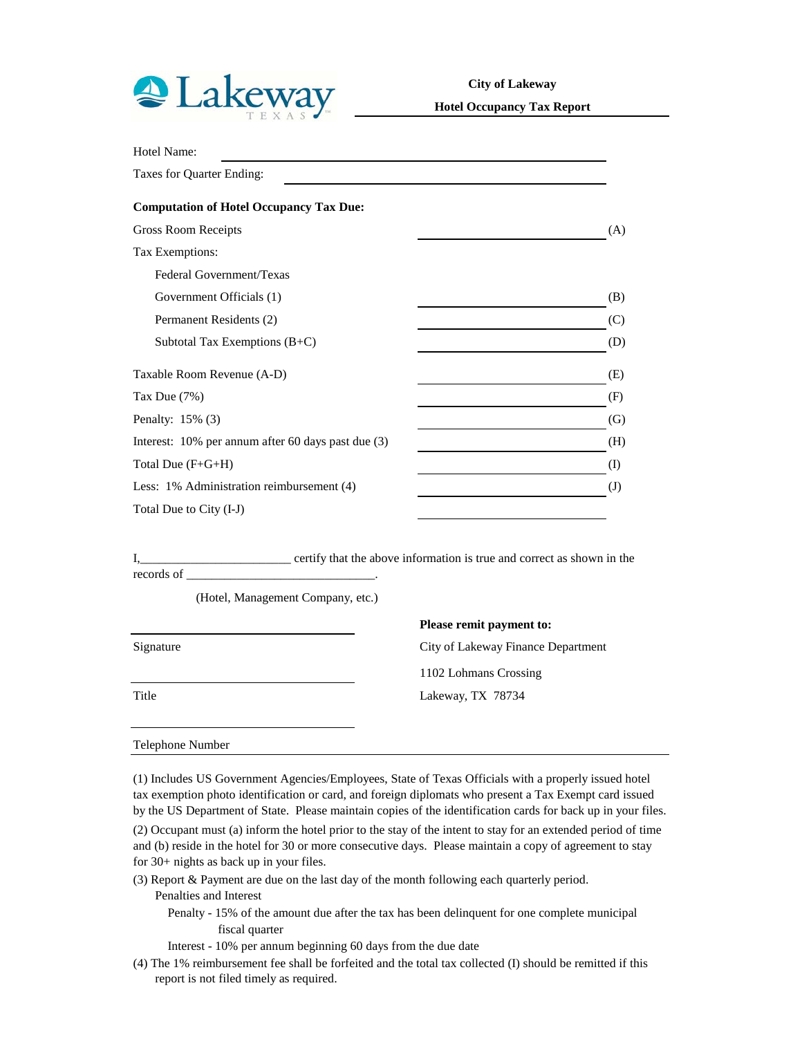Lakeway TEXAS

**City of Lakeway**

**Hotel Occupancy Tax Report**

Hotel Name: ______________________________

Taxes for Quarter Ending: ______________________________

**Computation of Hotel Occupancy Tax Due:**

| | | |
|---|---|---|
| Gross Room Receipts | ____________ | (A) |
| Tax Exemptions: | | |
| Federal Government/Texas | | |
| Government Officials (1) | ____________ | (B) |
| Permanent Residents (2) | ____________ | (C) |
| Subtotal Tax Exemptions (B+C) | ____________ | (D) |
| Taxable Room Revenue (A-D) | ____________ | (E) |
| Tax Due (7%) | ____________ | (F) |
| Penalty: 15% (3) | ____________ | (G) |
| Interest: 10% per annum after 60 days past due (3) | ____________ | (H) |
| Total Due (F+G+H) | ____________ | (I) |
| Less: 1% Administration reimbursement (4) | ____________ | (J) |
| Total Due to City (I-J) | ____________ | |

I,________________________ certify that the above information is true and correct as shown in the records of ______________________________.

(Hotel, Management Company, etc.)

______________________________
Signature

______________________________
Title

______________________________
Telephone Number

**Please remit payment to:**

City of Lakeway Finance Department

1102 Lohmans Crossing

Lakeway, TX 78734

(1) Includes US Government Agencies/Employees, State of Texas Officials with a properly issued hotel tax exemption photo identification or card, and foreign diplomats who present a Tax Exempt card issued by the US Department of State. Please maintain copies of the identification cards for back up in your files.

(2) Occupant must (a) inform the hotel prior to the stay of the intent to stay for an extended period of time and (b) reside in the hotel for 30 or more consecutive days. Please maintain a copy of agreement to stay for 30+ nights as back up in your files.

(3) Report & Payment are due on the last day of the month following each quarterly period.
- Penalties and Interest
  - Penalty - 15% of the amount due after the tax has been delinquent for one complete municipal fiscal quarter
  - Interest - 10% per annum beginning 60 days from the due date

(4) The 1% reimbursement fee shall be forfeited and the total tax collected (I) should be remitted if this report is not filed timely as required.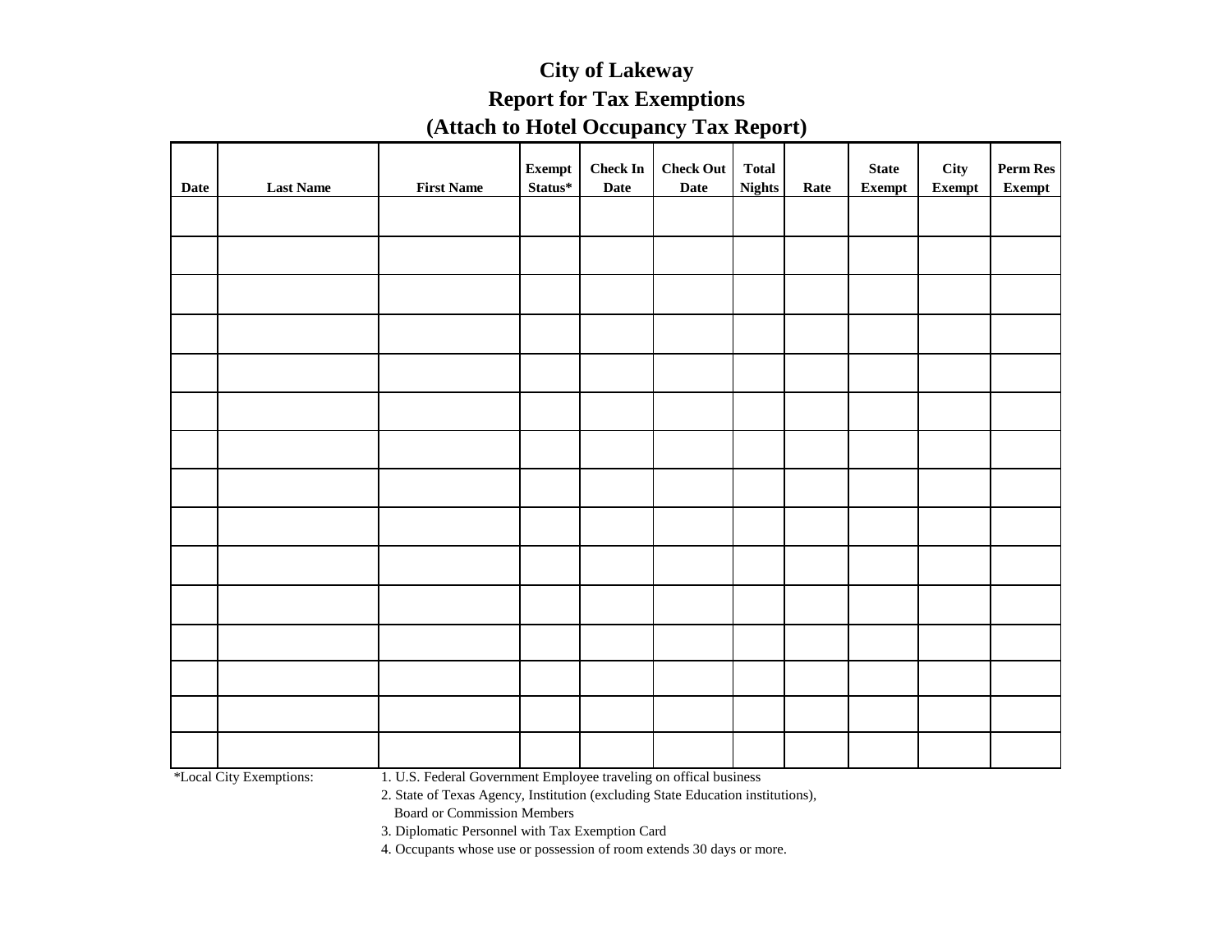# City of Lakeway
## Report for Tax Exemptions
## (Attach to Hotel Occupancy Tax Report)

| Date | Last Name | First Name | Exempt Status* | Check In Date | Check Out Date | Total Nights | Rate | State Exempt | City Exempt | Perm Res Exempt |
|---|---|---|---|---|---|---|---|---|---|---|
| | | | | | | | | | | |
| | | | | | | | | | | |
| | | | | | | | | | | |
| | | | | | | | | | | |
| | | | | | | | | | | |
| | | | | | | | | | | |
| | | | | | | | | | | |
| | | | | | | | | | | |
| | | | | | | | | | | |
| | | | | | | | | | | |
| | | | | | | | | | | |
| | | | | | | | | | | |
| | | | | | | | | | | |
| | | | | | | | | | | |
| | | | | | | | | | | |

*Local City Exemptions:

1. U.S. Federal Government Employee traveling on offical business
2. State of Texas Agency, Institution (excluding State Education institutions), Board or Commission Members
3. Diplomatic Personnel with Tax Exemption Card
4. Occupants whose use or possession of room extends 30 days or more.